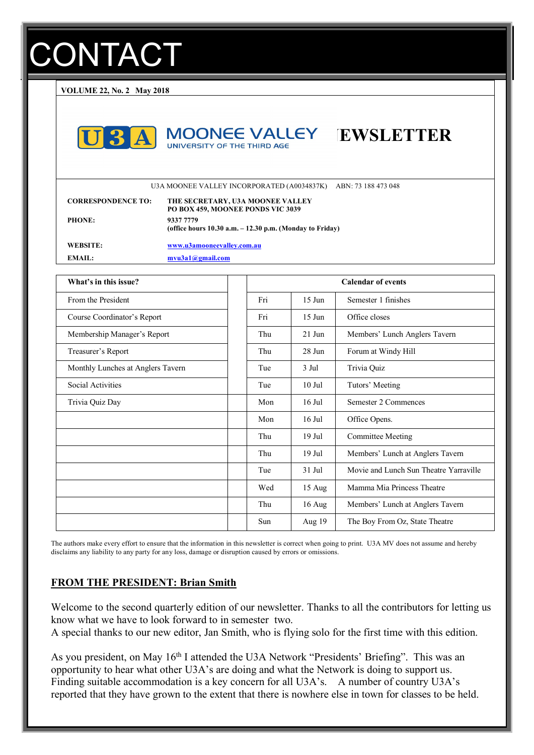# CONTACT

**VOLUME 22, No. 2 May 2018**

MOONEE VALLEY
UNIVERSITY OF THE THIRD AGE

**NEWSLETTER**

U3A MOONEE VALLEY INCORPORATED (A0034837K) ABN: 73 188 473 048

**CORRESPONDENCE TO:** **THE SECRETARY, U3A MOONEE VALLEY PO BOX 459, MOONEE PONDS VIC 3039**

**PHONE:** **9337 7779 (office hours 10.30 a.m. – 12.30 p.m. (Monday to Friday)**

**WEBSITE:** **www.u3amooneevalley.com.au**

**EMAIL:** **mvu3a1@gmail.com**

| What's in this issue? | | Calendar of events | | |
|---|---|---|---|---|
| From the President | | Fri | 15 Jun | Semester 1 finishes |
| Course Coordinator's Report | | Fri | 15 Jun | Office closes |
| Membership Manager's Report | | Thu | 21 Jun | Members' Lunch Anglers Tavern |
| Treasurer's Report | | Thu | 28 Jun | Forum at Windy Hill |
| Monthly Lunches at Anglers Tavern | | Tue | 3 Jul | Trivia Quiz |
| Social Activities | | Tue | 10 Jul | Tutors' Meeting |
| Trivia Quiz Day | | Mon | 16 Jul | Semester 2 Commences |
| | | Mon | 16 Jul | Office Opens. |
| | | Thu | 19 Jul | Committee Meeting |
| | | Thu | 19 Jul | Members' Lunch at Anglers Tavern |
| | | Tue | 31 Jul | Movie and Lunch Sun Theatre Yarraville |
| | | Wed | 15 Aug | Mamma Mia Princess Theatre |
| | | Thu | 16 Aug | Members' Lunch at Anglers Tavern |
| | | Sun | Aug 19 | The Boy From Oz, State Theatre |

The authors make every effort to ensure that the information in this newsletter is correct when going to print. U3A MV does not assume and hereby disclaims any liability to any party for any loss, damage or disruption caused by errors or omissions.

## FROM THE PRESIDENT: Brian Smith

Welcome to the second quarterly edition of our newsletter. Thanks to all the contributors for letting us know what we have to look forward to in semester two.
A special thanks to our new editor, Jan Smith, who is flying solo for the first time with this edition.

As you president, on May 16th I attended the U3A Network "Presidents' Briefing". This was an opportunity to hear what other U3A's are doing and what the Network is doing to support us. Finding suitable accommodation is a key concern for all U3A's. A number of country U3A's reported that they have grown to the extent that there is nowhere else in town for classes to be held.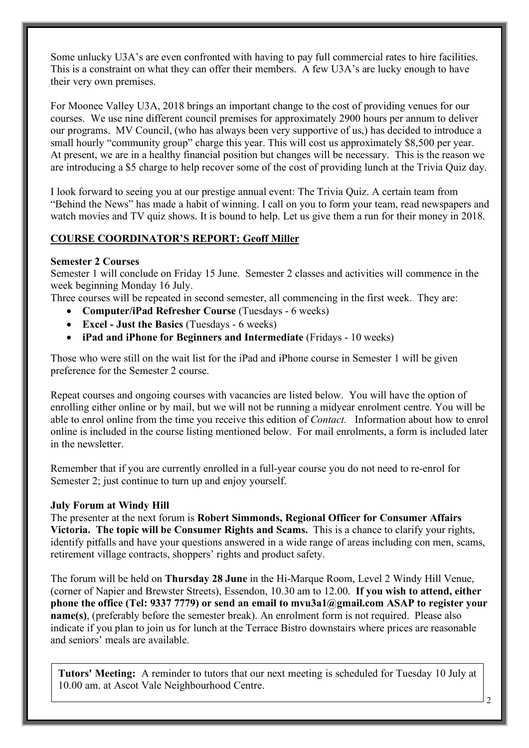Some unlucky U3A's are even confronted with having to pay full commercial rates to hire facilities. This is a constraint on what they can offer their members. A few U3A's are lucky enough to have their very own premises.

For Moonee Valley U3A, 2018 brings an important change to the cost of providing venues for our courses. We use nine different council premises for approximately 2900 hours per annum to deliver our programs. MV Council, (who has always been very supportive of us,) has decided to introduce a small hourly "community group" charge this year. This will cost us approximately $8,500 per year. At present, we are in a healthy financial position but changes will be necessary. This is the reason we are introducing a $5 charge to help recover some of the cost of providing lunch at the Trivia Quiz day.

I look forward to seeing you at our prestige annual event: The Trivia Quiz. A certain team from "Behind the News" has made a habit of winning. I call on you to form your team, read newspapers and watch movies and TV quiz shows. It is bound to help. Let us give them a run for their money in 2018.

## COURSE COORDINATOR'S REPORT: Geoff Miller

### Semester 2 Courses

Semester 1 will conclude on Friday 15 June. Semester 2 classes and activities will commence in the week beginning Monday 16 July.

Three courses will be repeated in second semester, all commencing in the first week. They are:

- **Computer/iPad Refresher Course** (Tuesdays - 6 weeks)
- **Excel - Just the Basics** (Tuesdays - 6 weeks)
- **iPad and iPhone for Beginners and Intermediate** (Fridays - 10 weeks)

Those who were still on the wait list for the iPad and iPhone course in Semester 1 will be given preference for the Semester 2 course.

Repeat courses and ongoing courses with vacancies are listed below. You will have the option of enrolling either online or by mail, but we will not be running a midyear enrolment centre. You will be able to enrol online from the time you receive this edition of *Contact.* Information about how to enrol online is included in the course listing mentioned below. For mail enrolments, a form is included later in the newsletter.

Remember that if you are currently enrolled in a full-year course you do not need to re-enrol for Semester 2; just continue to turn up and enjoy yourself.

### July Forum at Windy Hill

The presenter at the next forum is **Robert Simmonds, Regional Officer for Consumer Affairs Victoria. The topic will be Consumer Rights and Scams.** This is a chance to clarify your rights, identify pitfalls and have your questions answered in a wide range of areas including con men, scams, retirement village contracts, shoppers' rights and product safety.

The forum will be held on **Thursday 28 June** in the Hi-Marque Room, Level 2 Windy Hill Venue, (corner of Napier and Brewster Streets), Essendon, 10.30 am to 12.00. **If you wish to attend, either phone the office (Tel: 9337 7779) or send an email to mvu3a1@gmail.com ASAP to register your name(s)**, (preferably before the semester break). An enrolment form is not required. Please also indicate if you plan to join us for lunch at the Terrace Bistro downstairs where prices are reasonable and seniors' meals are available.

**Tutors' Meeting:** A reminder to tutors that our next meeting is scheduled for Tuesday 10 July at 10.00 am. at Ascot Vale Neighbourhood Centre.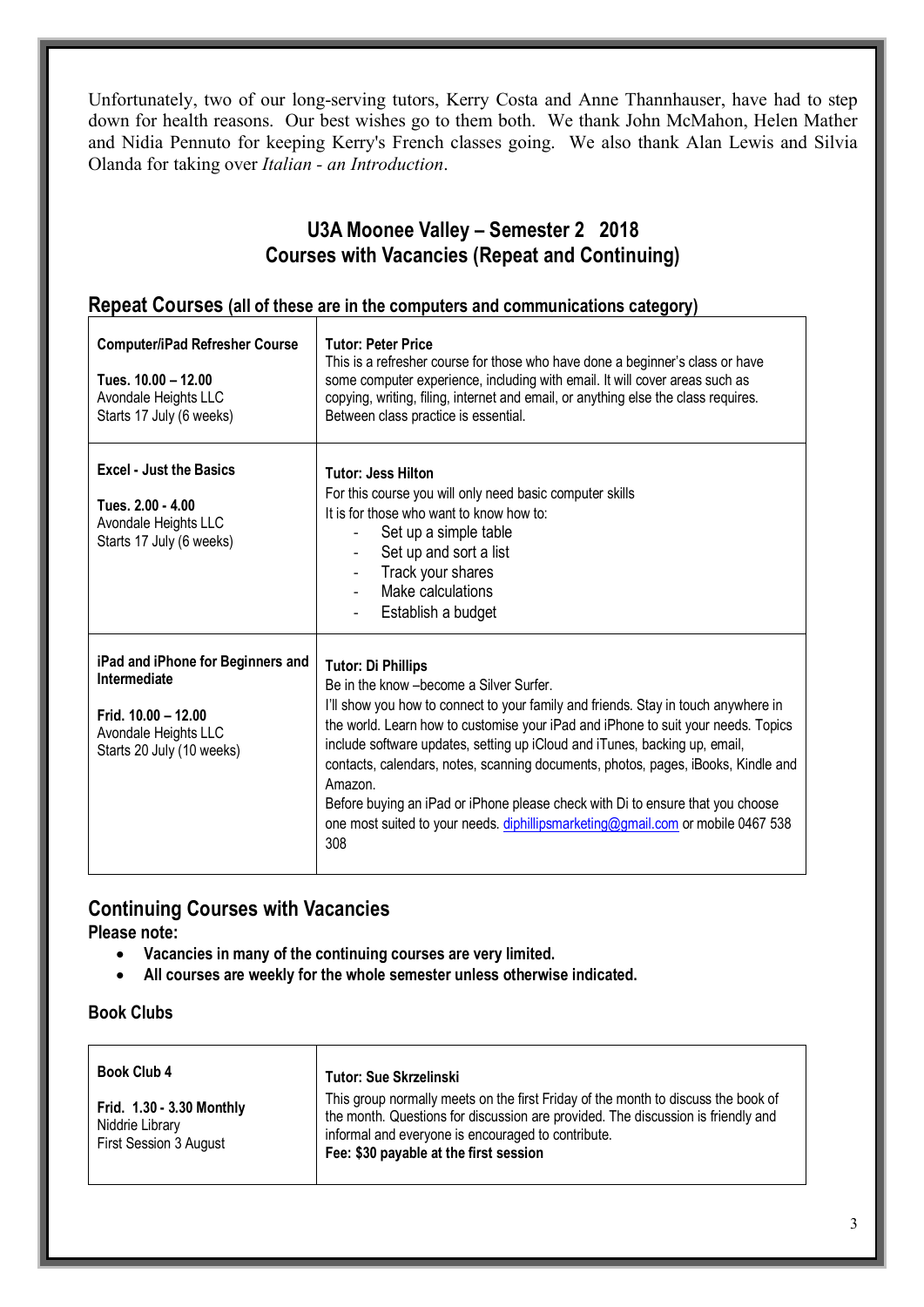Unfortunately, two of our long-serving tutors, Kerry Costa and Anne Thannhauser, have had to step down for health reasons. Our best wishes go to them both. We thank John McMahon, Helen Mather and Nidia Pennuto for keeping Kerry's French classes going. We also thank Alan Lewis and Silvia Olanda for taking over *Italian - an Introduction*.

## U3A Moonee Valley – Semester 2 2018
## Courses with Vacancies (Repeat and Continuing)

### Repeat Courses (all of these are in the computers and communications category)

| Course | Details |
|---|---|
| **Computer/iPad Refresher Course**<br><br>**Tues. 10.00 – 12.00**<br>Avondale Heights LLC<br>Starts 17 July (6 weeks) | **Tutor: Peter Price**<br>This is a refresher course for those who have done a beginner's class or have some computer experience, including with email. It will cover areas such as copying, writing, filing, internet and email, or anything else the class requires. Between class practice is essential. |
| **Excel - Just the Basics**<br><br>**Tues. 2.00 - 4.00**<br>Avondale Heights LLC<br>Starts 17 July (6 weeks) | **Tutor: Jess Hilton**<br>For this course you will only need basic computer skills<br>It is for those who want to know how to:<br>- Set up a simple table<br>- Set up and sort a list<br>- Track your shares<br>- Make calculations<br>- Establish a budget |
| **iPad and iPhone for Beginners and Intermediate**<br><br>**Frid. 10.00 – 12.00**<br>Avondale Heights LLC<br>Starts 20 July (10 weeks) | **Tutor: Di Phillips**<br>Be in the know –become a Silver Surfer.<br>I'll show you how to connect to your family and friends. Stay in touch anywhere in the world. Learn how to customise your iPad and iPhone to suit your needs. Topics include software updates, setting up iCloud and iTunes, backing up, email, contacts, calendars, notes, scanning documents, photos, pages, iBooks, Kindle and Amazon.<br>Before buying an iPad or iPhone please check with Di to ensure that you choose one most suited to your needs. diphillipsmarketing@gmail.com or mobile 0467 538 308 |

### Continuing Courses with Vacancies

**Please note:**

- **Vacancies in many of the continuing courses are very limited.**
- **All courses are weekly for the whole semester unless otherwise indicated.**

#### Book Clubs

| Course | Details |
|---|---|
| **Book Club 4**<br><br>**Frid. 1.30 - 3.30 Monthly**<br>Niddrie Library<br>First Session 3 August | **Tutor: Sue Skrzelinski**<br>This group normally meets on the first Friday of the month to discuss the book of the month. Questions for discussion are provided. The discussion is friendly and informal and everyone is encouraged to contribute.<br>**Fee: $30 payable at the first session** |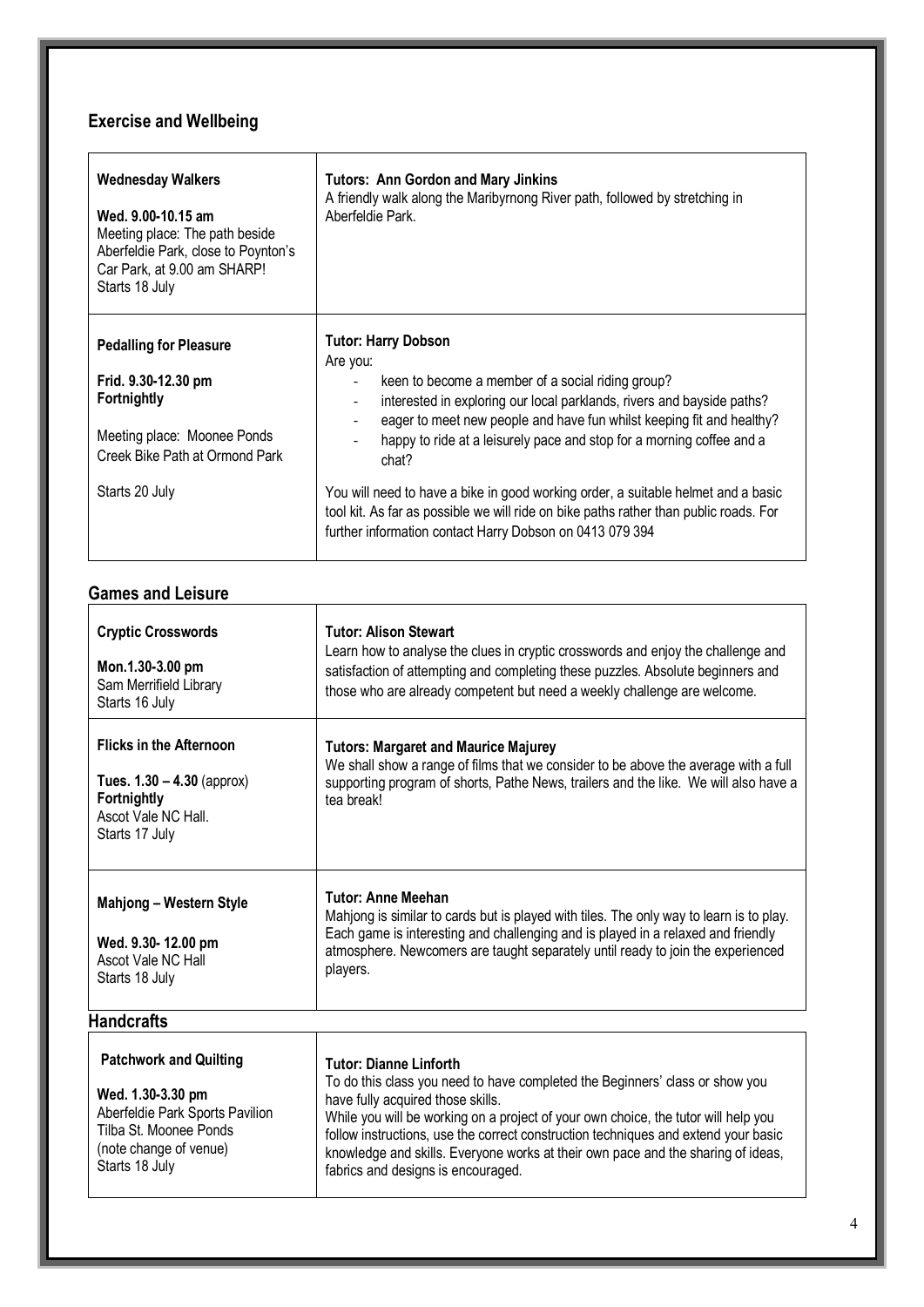## Exercise and Wellbeing

| | |
|---|---|
| **Wednesday Walkers**<br><br>**Wed. 9.00-10.15 am**<br>Meeting place: The path beside Aberfeldie Park, close to Poynton's Car Park, at 9.00 am SHARP!<br>Starts 18 July | **Tutors: Ann Gordon and Mary Jinkins**<br>A friendly walk along the Maribyrnong River path, followed by stretching in Aberfeldie Park. |
| **Pedalling for Pleasure**<br><br>**Frid. 9.30-12.30 pm**<br>**Fortnightly**<br><br>Meeting place: Moonee Ponds Creek Bike Path at Ormond Park<br><br>Starts 20 July | **Tutor: Harry Dobson**<br>Are you:<br>- keen to become a member of a social riding group?<br>- interested in exploring our local parklands, rivers and bayside paths?<br>- eager to meet new people and have fun whilst keeping fit and healthy?<br>- happy to ride at a leisurely pace and stop for a morning coffee and a chat?<br><br>You will need to have a bike in good working order, a suitable helmet and a basic tool kit. As far as possible we will ride on bike paths rather than public roads. For further information contact Harry Dobson on 0413 079 394 |

## Games and Leisure

| | |
|---|---|
| **Cryptic Crosswords**<br><br>**Mon.1.30-3.00 pm**<br>Sam Merrifield Library<br>Starts 16 July | **Tutor: Alison Stewart**<br>Learn how to analyse the clues in cryptic crosswords and enjoy the challenge and satisfaction of attempting and completing these puzzles. Absolute beginners and those who are already competent but need a weekly challenge are welcome. |
| **Flicks in the Afternoon**<br><br>**Tues. 1.30 – 4.30** (approx)<br>**Fortnightly**<br>Ascot Vale NC Hall.<br>Starts 17 July | **Tutors: Margaret and Maurice Majurey**<br>We shall show a range of films that we consider to be above the average with a full supporting program of shorts, Pathe News, trailers and the like. We will also have a tea break! |
| **Mahjong – Western Style**<br><br>**Wed. 9.30- 12.00 pm**<br>Ascot Vale NC Hall<br>Starts 18 July | **Tutor: Anne Meehan**<br>Mahjong is similar to cards but is played with tiles. The only way to learn is to play. Each game is interesting and challenging and is played in a relaxed and friendly atmosphere. Newcomers are taught separately until ready to join the experienced players. |

## Handcrafts

| | |
|---|---|
| **Patchwork and Quilting**<br><br>**Wed. 1.30-3.30 pm**<br>Aberfeldie Park Sports Pavilion<br>Tilba St. Moonee Ponds<br>(note change of venue)<br>Starts 18 July | **Tutor: Dianne Linforth**<br>To do this class you need to have completed the Beginners' class or show you have fully acquired those skills.<br>While you will be working on a project of your own choice, the tutor will help you follow instructions, use the correct construction techniques and extend your basic knowledge and skills. Everyone works at their own pace and the sharing of ideas, fabrics and designs is encouraged. |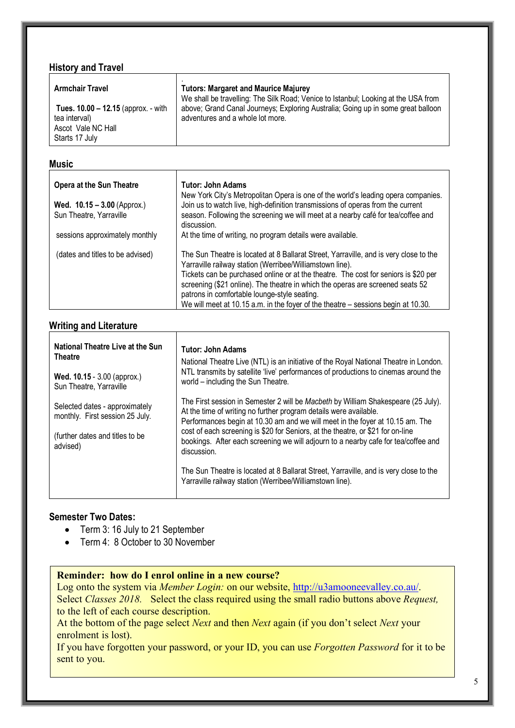## History and Travel

| Armchair Travel | Tutors: Margaret and Maurice Majurey |
|---|---|
| **Tues. 10.00 – 12.15** (approx. - with tea interval)<br>Ascot Vale NC Hall<br>Starts 17 July | We shall be travelling: The Silk Road; Venice to Istanbul; Looking at the USA from above; Grand Canal Journeys; Exploring Australia; Going up in some great balloon adventures and a whole lot more. |

## Music

| Opera at the Sun Theatre | Tutor: John Adams |
|---|---|
| **Wed. 10.15 – 3.00** (Approx.)<br>Sun Theatre, Yarraville<br><br>sessions approximately monthly<br><br>(dates and titles to be advised) | New York City's Metropolitan Opera is one of the world's leading opera companies. Join us to watch live, high-definition transmissions of operas from the current season. Following the screening we will meet at a nearby café for tea/coffee and discussion.<br>At the time of writing, no program details were available.<br><br>The Sun Theatre is located at 8 Ballarat Street, Yarraville, and is very close to the Yarraville railway station (Werribee/Williamstown line).<br>Tickets can be purchased online or at the theatre. The cost for seniors is $20 per screening ($21 online). The theatre in which the operas are screened seats 52 patrons in comfortable lounge-style seating.<br>We will meet at 10.15 a.m. in the foyer of the theatre – sessions begin at 10.30. |

## Writing and Literature

| National Theatre Live at the Sun Theatre | Tutor: John Adams |
|---|---|
| **Wed. 10.15** - 3.00 (approx.)<br>Sun Theatre, Yarraville<br><br>Selected dates - approximately monthly. First session 25 July.<br><br>(further dates and titles to be advised) | National Theatre Live (NTL) is an initiative of the Royal National Theatre in London. NTL transmits by satellite 'live' performances of productions to cinemas around the world – including the Sun Theatre.<br><br>The First session in Semester 2 will be *Macbeth* by William Shakespeare (25 July). At the time of writing no further program details were available.<br>Performances begin at 10.30 am and we will meet in the foyer at 10.15 am. The cost of each screening is $20 for Seniors, at the theatre, or $21 for on-line bookings. After each screening we will adjourn to a nearby cafe for tea/coffee and discussion.<br><br>The Sun Theatre is located at 8 Ballarat Street, Yarraville, and is very close to the Yarraville railway station (Werribee/Williamstown line). |

## Semester Two Dates:

- Term 3: 16 July to 21 September
- Term 4: 8 October to 30 November

**Reminder: how do I enrol online in a new course?**

Log onto the system via *Member Login:* on our website, http://u3amooneevalley.co.au/.
Select *Classes 2018.* Select the class required using the small radio buttons above *Request,* to the left of each course description.
At the bottom of the page select *Next* and then *Next* again (if you don't select *Next* your enrolment is lost).
If you have forgotten your password, or your ID, you can use *Forgotten Password* for it to be sent to you.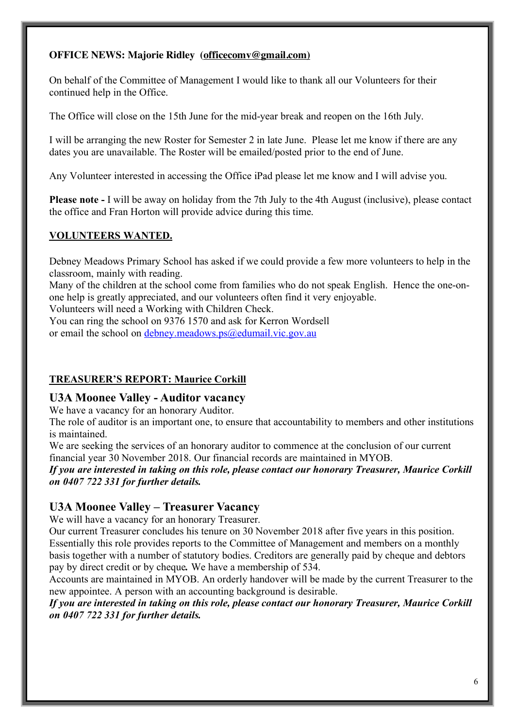**OFFICE NEWS: Majorie Ridley (officecomv@gmail.com)**

On behalf of the Committee of Management I would like to thank all our Volunteers for their continued help in the Office.

The Office will close on the 15th June for the mid-year break and reopen on the 16th July.

I will be arranging the new Roster for Semester 2 in late June. Please let me know if there are any dates you are unavailable. The Roster will be emailed/posted prior to the end of June.

Any Volunteer interested in accessing the Office iPad please let me know and I will advise you.

**Please note -** I will be away on holiday from the 7th July to the 4th August (inclusive), please contact the office and Fran Horton will provide advice during this time.

**VOLUNTEERS WANTED.**

Debney Meadows Primary School has asked if we could provide a few more volunteers to help in the classroom, mainly with reading.
Many of the children at the school come from families who do not speak English. Hence the one-on-one help is greatly appreciated, and our volunteers often find it very enjoyable.
Volunteers will need a Working with Children Check.
You can ring the school on 9376 1570 and ask for Kerron Wordsell
or email the school on debney.meadows.ps@edumail.vic.gov.au

**TREASURER'S REPORT: Maurice Corkill**

## U3A Moonee Valley - Auditor vacancy

We have a vacancy for an honorary Auditor.
The role of auditor is an important one, to ensure that accountability to members and other institutions is maintained.
We are seeking the services of an honorary auditor to commence at the conclusion of our current financial year 30 November 2018. Our financial records are maintained in MYOB.
***If you are interested in taking on this role, please contact our honorary Treasurer, Maurice Corkill on 0407 722 331 for further details.***

## U3A Moonee Valley – Treasurer Vacancy

We will have a vacancy for an honorary Treasurer.
Our current Treasurer concludes his tenure on 30 November 2018 after five years in this position. Essentially this role provides reports to the Committee of Management and members on a monthly basis together with a number of statutory bodies. Creditors are generally paid by cheque and debtors pay by direct credit or by cheque. We have a membership of 534.
Accounts are maintained in MYOB. An orderly handover will be made by the current Treasurer to the new appointee. A person with an accounting background is desirable.
***If you are interested in taking on this role, please contact our honorary Treasurer, Maurice Corkill on 0407 722 331 for further details.***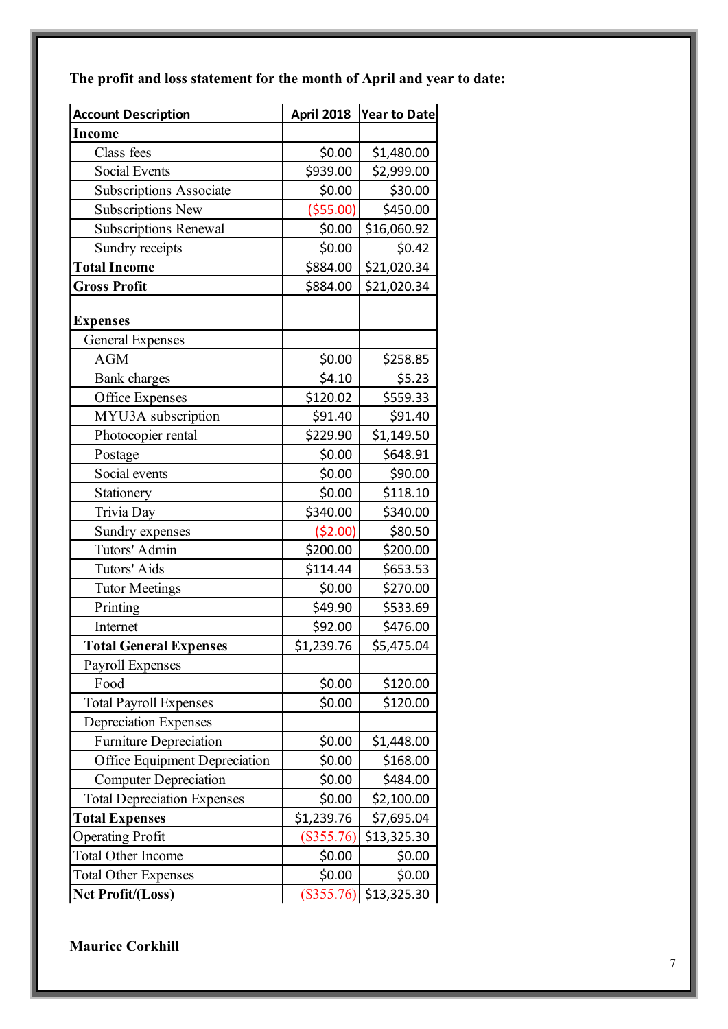**The profit and loss statement for the month of April and year to date:**

| Account Description | April 2018 | Year to Date |
|---|---|---|
| **Income** | | |
| Class fees | $0.00 | $1,480.00 |
| Social Events | $939.00 | $2,999.00 |
| Subscriptions Associate | $0.00 | $30.00 |
| Subscriptions New | ($55.00) | $450.00 |
| Subscriptions Renewal | $0.00 | $16,060.92 |
| Sundry receipts | $0.00 | $0.42 |
| **Total Income** | $884.00 | $21,020.34 |
| **Gross Profit** | $884.00 | $21,020.34 |
| **Expenses** | | |
| General Expenses | | |
| AGM | $0.00 | $258.85 |
| Bank charges | $4.10 | $5.23 |
| Office Expenses | $120.02 | $559.33 |
| MYU3A subscription | $91.40 | $91.40 |
| Photocopier rental | $229.90 | $1,149.50 |
| Postage | $0.00 | $648.91 |
| Social events | $0.00 | $90.00 |
| Stationery | $0.00 | $118.10 |
| Trivia Day | $340.00 | $340.00 |
| Sundry expenses | ($2.00) | $80.50 |
| Tutors' Admin | $200.00 | $200.00 |
| Tutors' Aids | $114.44 | $653.53 |
| Tutor Meetings | $0.00 | $270.00 |
| Printing | $49.90 | $533.69 |
| Internet | $92.00 | $476.00 |
| **Total General Expenses** | $1,239.76 | $5,475.04 |
| Payroll Expenses | | |
| Food | $0.00 | $120.00 |
| Total Payroll Expenses | $0.00 | $120.00 |
| Depreciation Expenses | | |
| Furniture Depreciation | $0.00 | $1,448.00 |
| Office Equipment Depreciation | $0.00 | $168.00 |
| Computer Depreciation | $0.00 | $484.00 |
| Total Depreciation Expenses | $0.00 | $2,100.00 |
| **Total Expenses** | $1,239.76 | $7,695.04 |
| Operating Profit | ($355.76) | $13,325.30 |
| Total Other Income | $0.00 | $0.00 |
| Total Other Expenses | $0.00 | $0.00 |
| **Net Profit/(Loss)** | ($355.76) | $13,325.30 |

**Maurice Corkhill**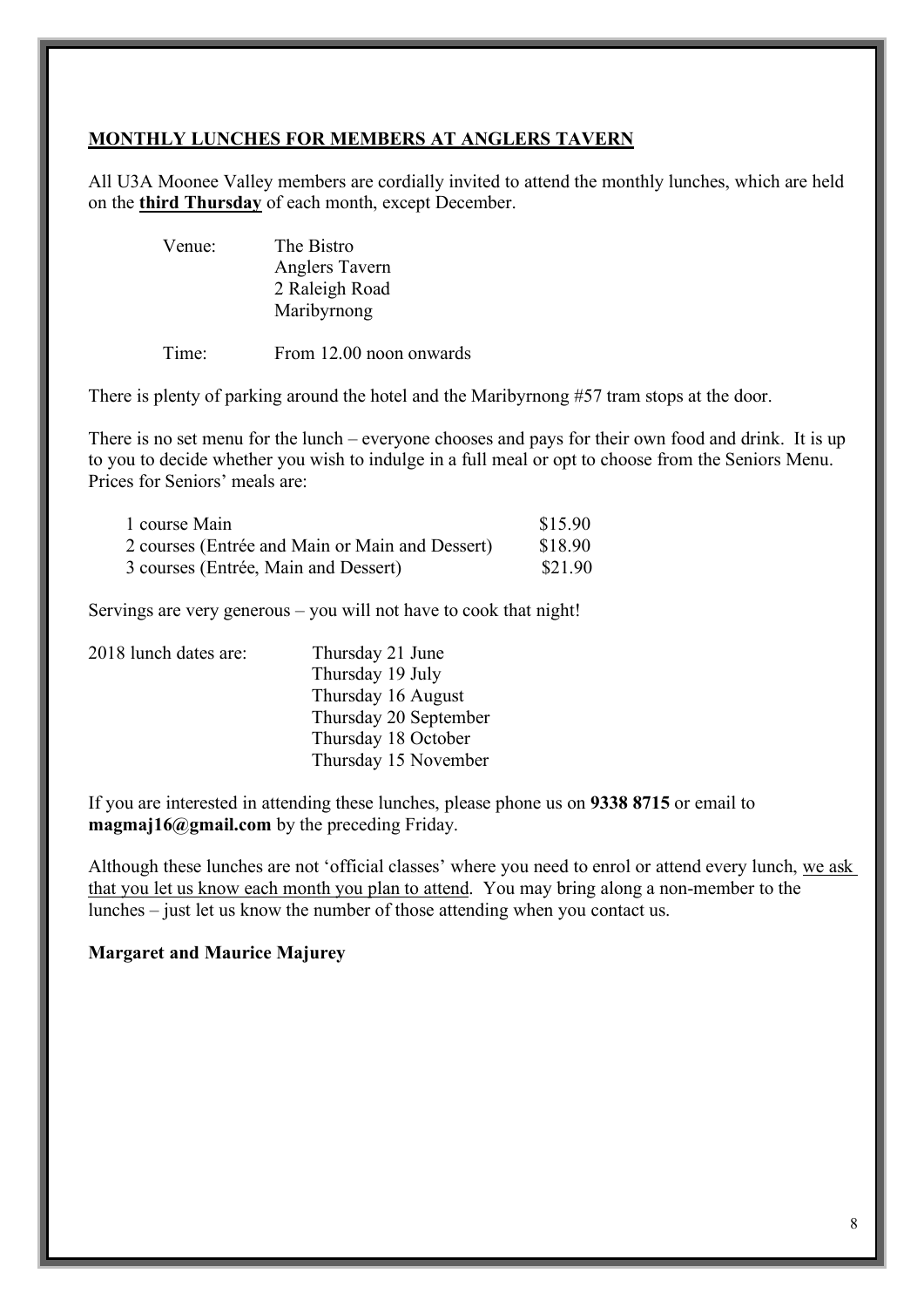## MONTHLY LUNCHES FOR MEMBERS AT ANGLERS TAVERN

All U3A Moonee Valley members are cordially invited to attend the monthly lunches, which are held on the **third Thursday** of each month, except December.

Venue: The Bistro
Anglers Tavern
2 Raleigh Road
Maribyrnong

Time: From 12.00 noon onwards

There is plenty of parking around the hotel and the Maribyrnong #57 tram stops at the door.

There is no set menu for the lunch – everyone chooses and pays for their own food and drink. It is up to you to decide whether you wish to indulge in a full meal or opt to choose from the Seniors Menu. Prices for Seniors' meals are:

| | |
|---|---|
| 1 course Main | \$15.90 |
| 2 courses (Entrée and Main or Main and Dessert) | \$18.90 |
| 3 courses (Entrée, Main and Dessert) | \$21.90 |

Servings are very generous – you will not have to cook that night!

2018 lunch dates are:
- Thursday 21 June
- Thursday 19 July
- Thursday 16 August
- Thursday 20 September
- Thursday 18 October
- Thursday 15 November

If you are interested in attending these lunches, please phone us on **9338 8715** or email to **magmaj16@gmail.com** by the preceding Friday.

Although these lunches are not 'official classes' where you need to enrol or attend every lunch, we ask that you let us know each month you plan to attend. You may bring along a non-member to the lunches – just let us know the number of those attending when you contact us.

**Margaret and Maurice Majurey**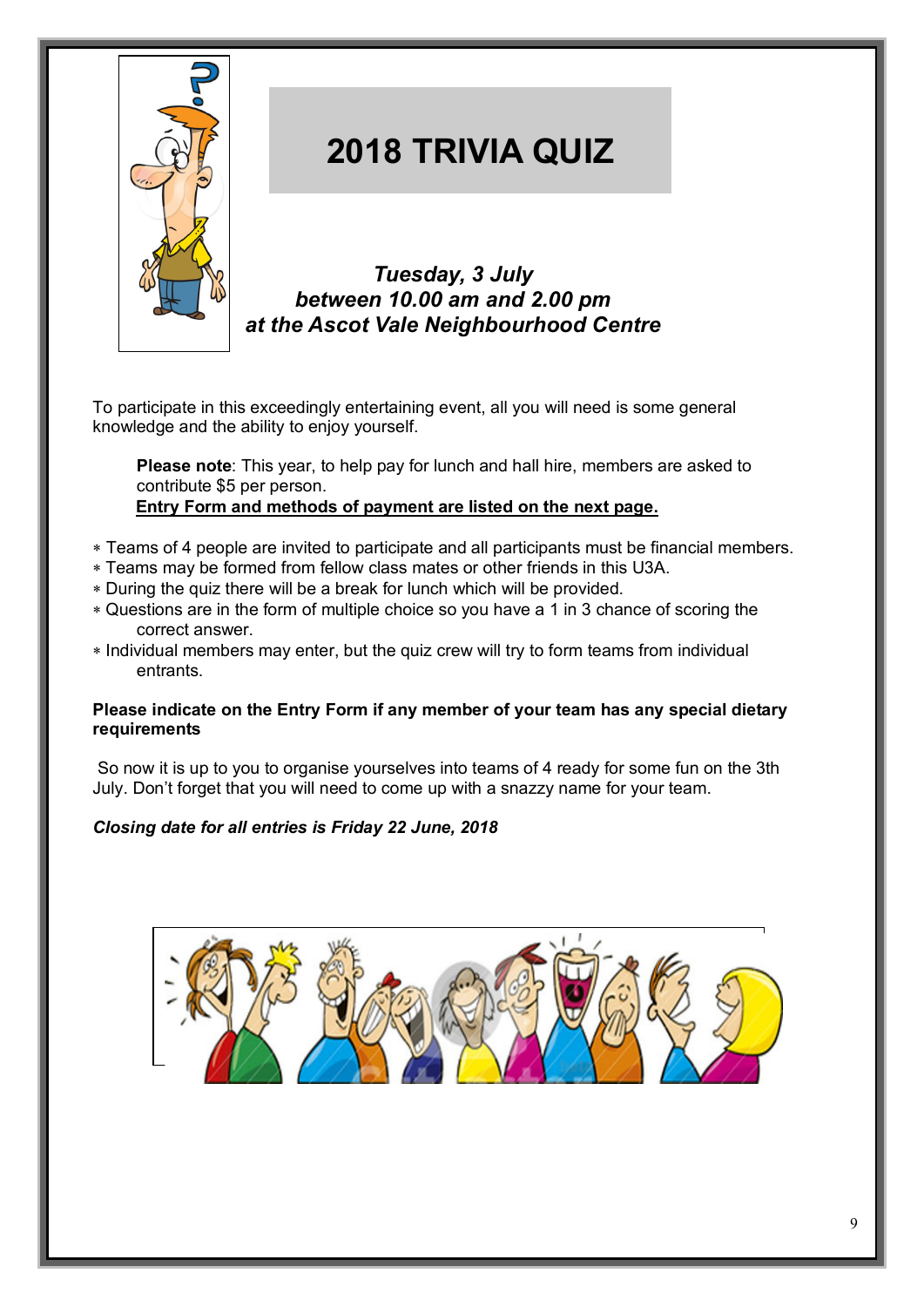# 2018 TRIVIA QUIZ

***Tuesday, 3 July***
***between 10.00 am and 2.00 pm***
***at the Ascot Vale Neighbourhood Centre***

To participate in this exceedingly entertaining event, all you will need is some general knowledge and the ability to enjoy yourself.

> **Please note**: This year, to help pay for lunch and hall hire, members are asked to contribute $5 per person.
> **Entry Form and methods of payment are listed on the next page.**

- Teams of 4 people are invited to participate and all participants must be financial members.
- Teams may be formed from fellow class mates or other friends in this U3A.
- During the quiz there will be a break for lunch which will be provided.
- Questions are in the form of multiple choice so you have a 1 in 3 chance of scoring the correct answer.
- Individual members may enter, but the quiz crew will try to form teams from individual entrants.

**Please indicate on the Entry Form if any member of your team has any special dietary requirements**

So now it is up to you to organise yourselves into teams of 4 ready for some fun on the 3th July. Don't forget that you will need to come up with a snazzy name for your team.

***Closing date for all entries is Friday 22 June, 2018***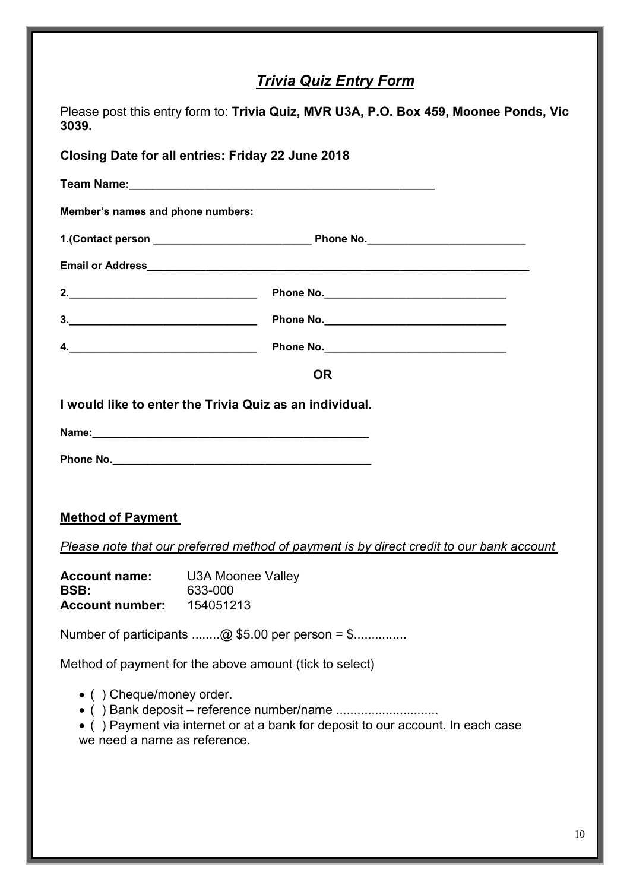# *Trivia Quiz Entry Form*

Please post this entry form to: **Trivia Quiz, MVR U3A, P.O. Box 459, Moonee Ponds, Vic 3039.**

**Closing Date for all entries: Friday 22 June 2018**

**Team Name:**\_\_\_\_\_\_\_\_\_\_\_\_\_\_\_\_\_\_\_\_\_\_\_\_\_\_\_\_\_\_\_\_\_\_\_\_\_\_\_\_\_\_\_\_\_\_\_\_

**Member's names and phone numbers:**

**1.(Contact person** \_\_\_\_\_\_\_\_\_\_\_\_\_\_\_\_\_\_\_\_\_\_\_\_\_\_ **Phone No.**\_\_\_\_\_\_\_\_\_\_\_\_\_\_\_\_\_\_\_\_\_\_\_\_\_\_

**Email or Address**\_\_\_\_\_\_\_\_\_\_\_\_\_\_\_\_\_\_\_\_\_\_\_\_\_\_\_\_\_\_\_\_\_\_\_\_\_\_\_\_\_\_\_\_\_\_\_\_\_\_\_\_\_\_\_\_\_\_\_\_\_\_

**2.**\_\_\_\_\_\_\_\_\_\_\_\_\_\_\_\_\_\_\_\_\_\_\_\_\_\_\_\_\_\_\_ **Phone No.**\_\_\_\_\_\_\_\_\_\_\_\_\_\_\_\_\_\_\_\_\_\_\_\_\_\_\_\_\_\_

**3.**\_\_\_\_\_\_\_\_\_\_\_\_\_\_\_\_\_\_\_\_\_\_\_\_\_\_\_\_\_\_\_ **Phone No.**\_\_\_\_\_\_\_\_\_\_\_\_\_\_\_\_\_\_\_\_\_\_\_\_\_\_\_\_\_\_

**4.**\_\_\_\_\_\_\_\_\_\_\_\_\_\_\_\_\_\_\_\_\_\_\_\_\_\_\_\_\_\_\_ **Phone No.**\_\_\_\_\_\_\_\_\_\_\_\_\_\_\_\_\_\_\_\_\_\_\_\_\_\_\_\_\_\_

**OR**

**I would like to enter the Trivia Quiz as an individual.**

**Name:**\_\_\_\_\_\_\_\_\_\_\_\_\_\_\_\_\_\_\_\_\_\_\_\_\_\_\_\_\_\_\_\_\_\_\_\_\_\_\_\_\_\_\_\_\_

**Phone No.**\_\_\_\_\_\_\_\_\_\_\_\_\_\_\_\_\_\_\_\_\_\_\_\_\_\_\_\_\_\_\_\_\_\_\_\_\_\_\_\_\_\_

## Method of Payment

*Please note that our preferred method of payment is by direct credit to our bank account*

**Account name:** U3A Moonee Valley
**BSB:** 633-000
**Account number:** 154051213

Number of participants ........@ $5.00 per person = $...............

Method of payment for the above amount (tick to select)

- ( ) Cheque/money order.
- ( ) Bank deposit – reference number/name .............................
- ( ) Payment via internet or at a bank for deposit to our account. In each case we need a name as reference.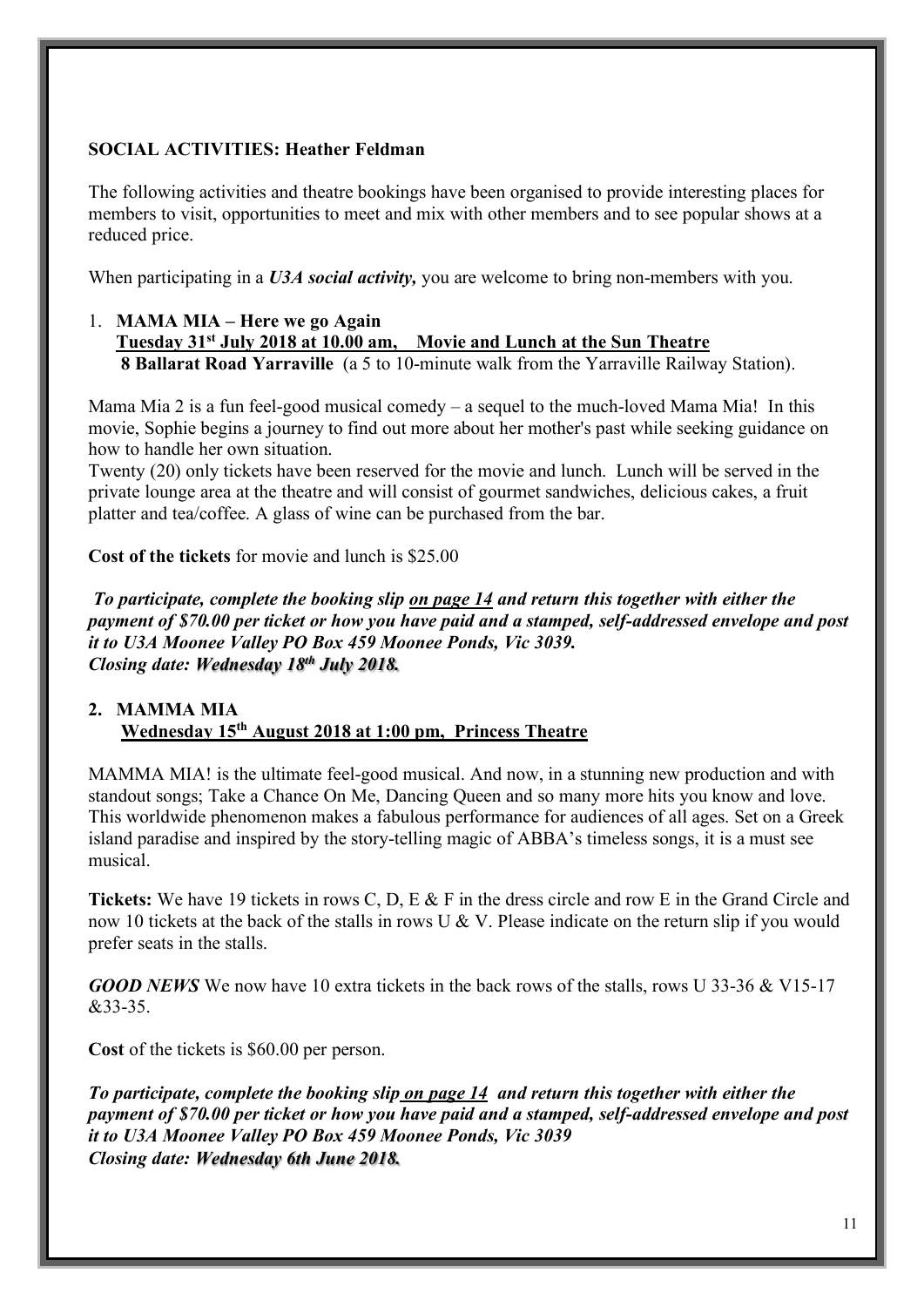**SOCIAL ACTIVITIES: Heather Feldman**

The following activities and theatre bookings have been organised to provide interesting places for members to visit, opportunities to meet and mix with other members and to see popular shows at a reduced price.

When participating in a ***U3A social activity,*** you are welcome to bring non-members with you.

1. **MAMA MIA – Here we go Again**
   **Tuesday 31st July 2018 at 10.00 am, Movie and Lunch at the Sun Theatre**
   **8 Ballarat Road Yarraville** (a 5 to 10-minute walk from the Yarraville Railway Station).

Mama Mia 2 is a fun feel-good musical comedy – a sequel to the much-loved Mama Mia! In this movie, Sophie begins a journey to find out more about her mother's past while seeking guidance on how to handle her own situation.
Twenty (20) only tickets have been reserved for the movie and lunch. Lunch will be served in the private lounge area at the theatre and will consist of gourmet sandwiches, delicious cakes, a fruit platter and tea/coffee. A glass of wine can be purchased from the bar.

**Cost of the tickets** for movie and lunch is $25.00

***To participate, complete the booking slip on page 14 and return this together with either the payment of $70.00 per ticket or how you have paid and a stamped, self-addressed envelope and post it to U3A Moonee Valley PO Box 459 Moonee Ponds, Vic 3039.***
***Closing date: Wednesday 18th July 2018.***

**2. MAMMA MIA**
   **Wednesday 15th August 2018 at 1:00 pm, Princess Theatre**

MAMMA MIA! is the ultimate feel-good musical. And now, in a stunning new production and with standout songs; Take a Chance On Me, Dancing Queen and so many more hits you know and love. This worldwide phenomenon makes a fabulous performance for audiences of all ages. Set on a Greek island paradise and inspired by the story-telling magic of ABBA's timeless songs, it is a must see musical.

**Tickets:** We have 19 tickets in rows C, D, E & F in the dress circle and row E in the Grand Circle and now 10 tickets at the back of the stalls in rows U & V. Please indicate on the return slip if you would prefer seats in the stalls.

***GOOD NEWS*** We now have 10 extra tickets in the back rows of the stalls, rows U 33-36 & V15-17 &33-35.

**Cost** of the tickets is $60.00 per person.

***To participate, complete the booking slip on page 14 and return this together with either the payment of $70.00 per ticket or how you have paid and a stamped, self-addressed envelope and post it to U3A Moonee Valley PO Box 459 Moonee Ponds, Vic 3039***
***Closing date: Wednesday 6th June 2018.***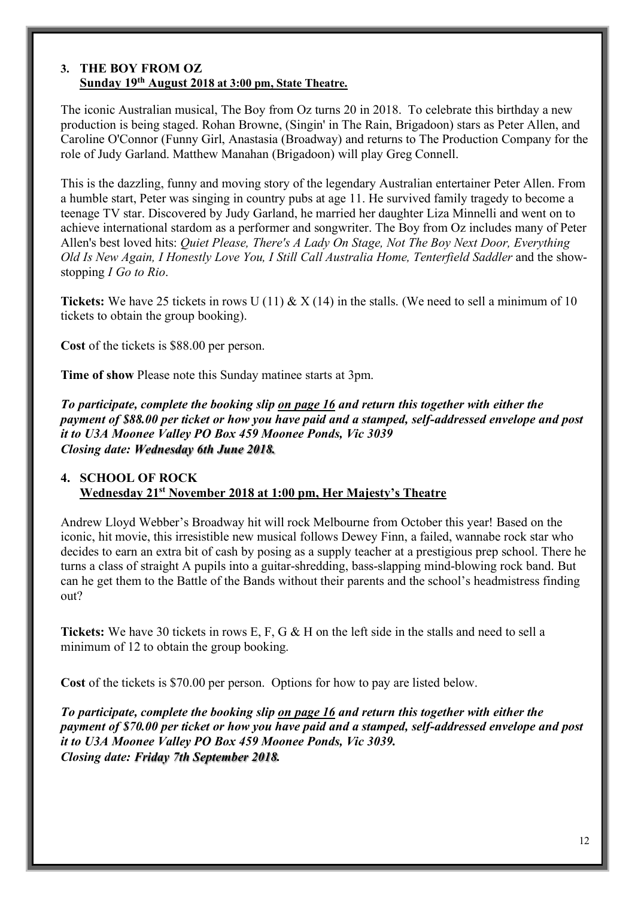### 3. THE BOY FROM OZ

**Sunday 19th August 2018 at 3:00 pm, State Theatre.**

The iconic Australian musical, The Boy from Oz turns 20 in 2018. To celebrate this birthday a new production is being staged. Rohan Browne, (Singin' in The Rain, Brigadoon) stars as Peter Allen, and Caroline O'Connor (Funny Girl, Anastasia (Broadway) and returns to The Production Company for the role of Judy Garland. Matthew Manahan (Brigadoon) will play Greg Connell.

This is the dazzling, funny and moving story of the legendary Australian entertainer Peter Allen. From a humble start, Peter was singing in country pubs at age 11. He survived family tragedy to become a teenage TV star. Discovered by Judy Garland, he married her daughter Liza Minnelli and went on to achieve international stardom as a performer and songwriter. The Boy from Oz includes many of Peter Allen's best loved hits: *Quiet Please, There's A Lady On Stage, Not The Boy Next Door, Everything Old Is New Again, I Honestly Love You, I Still Call Australia Home, Tenterfield Saddler* and the show-stopping *I Go to Rio*.

**Tickets:** We have 25 tickets in rows U (11) & X (14) in the stalls. (We need to sell a minimum of 10 tickets to obtain the group booking).

**Cost** of the tickets is $88.00 per person.

**Time of show** Please note this Sunday matinee starts at 3pm.

***To participate, complete the booking slip <u>on page 16</u> and return this together with either the payment of $88.00 per ticket or how you have paid and a stamped, self-addressed envelope and post it to U3A Moonee Valley PO Box 459 Moonee Ponds, Vic 3039***
***Closing date: Wednesday 6th June 2018.***

### 4. SCHOOL OF ROCK

**Wednesday 21st November 2018 at 1:00 pm, Her Majesty's Theatre**

Andrew Lloyd Webber's Broadway hit will rock Melbourne from October this year! Based on the iconic, hit movie, this irresistible new musical follows Dewey Finn, a failed, wannabe rock star who decides to earn an extra bit of cash by posing as a supply teacher at a prestigious prep school. There he turns a class of straight A pupils into a guitar-shredding, bass-slapping mind-blowing rock band. But can he get them to the Battle of the Bands without their parents and the school's headmistress finding out?

**Tickets:** We have 30 tickets in rows E, F, G & H on the left side in the stalls and need to sell a minimum of 12 to obtain the group booking.

**Cost** of the tickets is $70.00 per person. Options for how to pay are listed below.

***To participate, complete the booking slip <u>on page 16</u> and return this together with either the payment of $70.00 per ticket or how you have paid and a stamped, self-addressed envelope and post it to U3A Moonee Valley PO Box 459 Moonee Ponds, Vic 3039.***
***Closing date: Friday 7th September 2018.***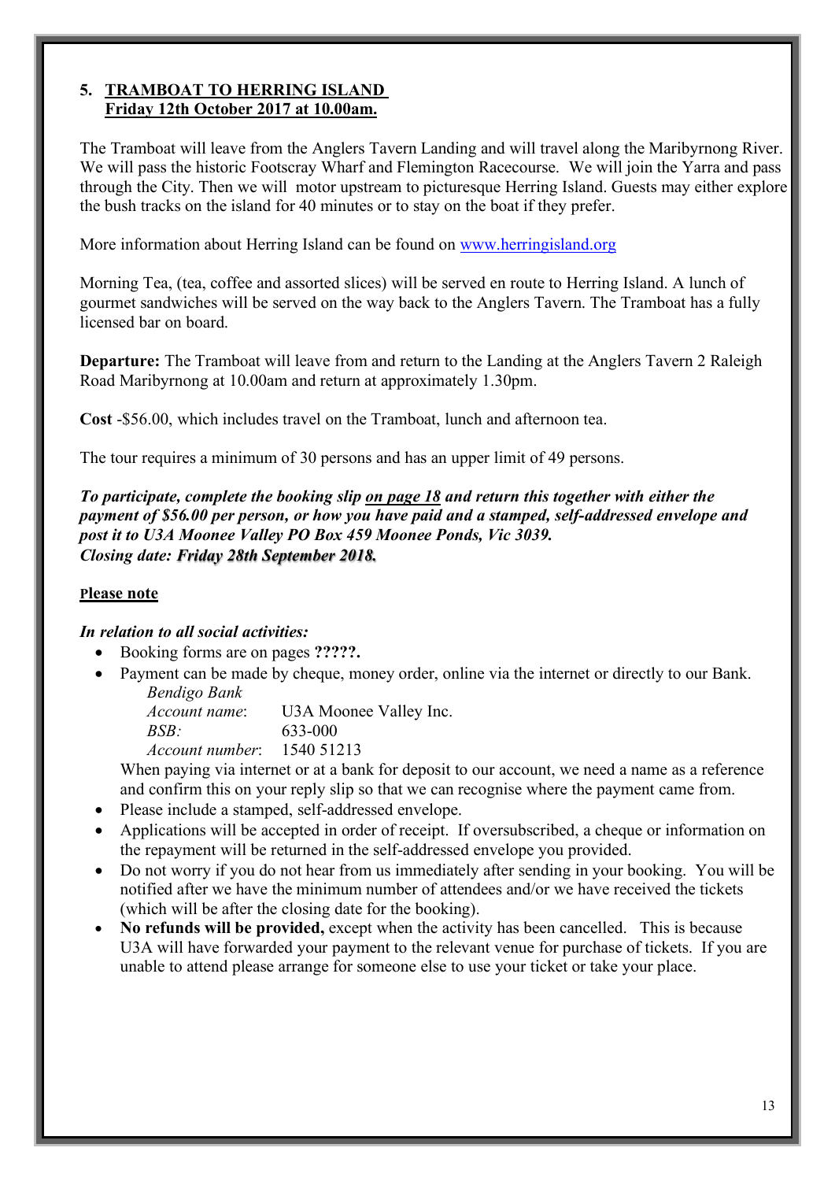## 5. TRAMBOAT TO HERRING ISLAND
## Friday 12th October 2017 at 10.00am.

The Tramboat will leave from the Anglers Tavern Landing and will travel along the Maribyrnong River. We will pass the historic Footscray Wharf and Flemington Racecourse. We will join the Yarra and pass through the City. Then we will motor upstream to picturesque Herring Island. Guests may either explore the bush tracks on the island for 40 minutes or to stay on the boat if they prefer.

More information about Herring Island can be found on www.herringisland.org

Morning Tea, (tea, coffee and assorted slices) will be served en route to Herring Island. A lunch of gourmet sandwiches will be served on the way back to the Anglers Tavern. The Tramboat has a fully licensed bar on board.

**Departure:** The Tramboat will leave from and return to the Landing at the Anglers Tavern 2 Raleigh Road Maribyrnong at 10.00am and return at approximately 1.30pm.

**Cost** -$56.00, which includes travel on the Tramboat, lunch and afternoon tea.

The tour requires a minimum of 30 persons and has an upper limit of 49 persons.

***To participate, complete the booking slip on page 18 and return this together with either the payment of $56.00 per person, or how you have paid and a stamped, self-addressed envelope and post it to U3A Moonee Valley PO Box 459 Moonee Ponds, Vic 3039.***
***Closing date: Friday 28th September 2018.***

**Please note**

***In relation to all social activities:***

- Booking forms are on pages **?????.**
- Payment can be made by cheque, money order, online via the internet or directly to our Bank.

  *Bendigo Bank*
  *Account name*: U3A Moonee Valley Inc.
  *BSB:* 633-000
  *Account number*: 1540 51213

  When paying via internet or at a bank for deposit to our account, we need a name as a reference and confirm this on your reply slip so that we can recognise where the payment came from.
- Please include a stamped, self-addressed envelope.
- Applications will be accepted in order of receipt. If oversubscribed, a cheque or information on the repayment will be returned in the self-addressed envelope you provided.
- Do not worry if you do not hear from us immediately after sending in your booking. You will be notified after we have the minimum number of attendees and/or we have received the tickets (which will be after the closing date for the booking).
- **No refunds will be provided,** except when the activity has been cancelled. This is because U3A will have forwarded your payment to the relevant venue for purchase of tickets. If you are unable to attend please arrange for someone else to use your ticket or take your place.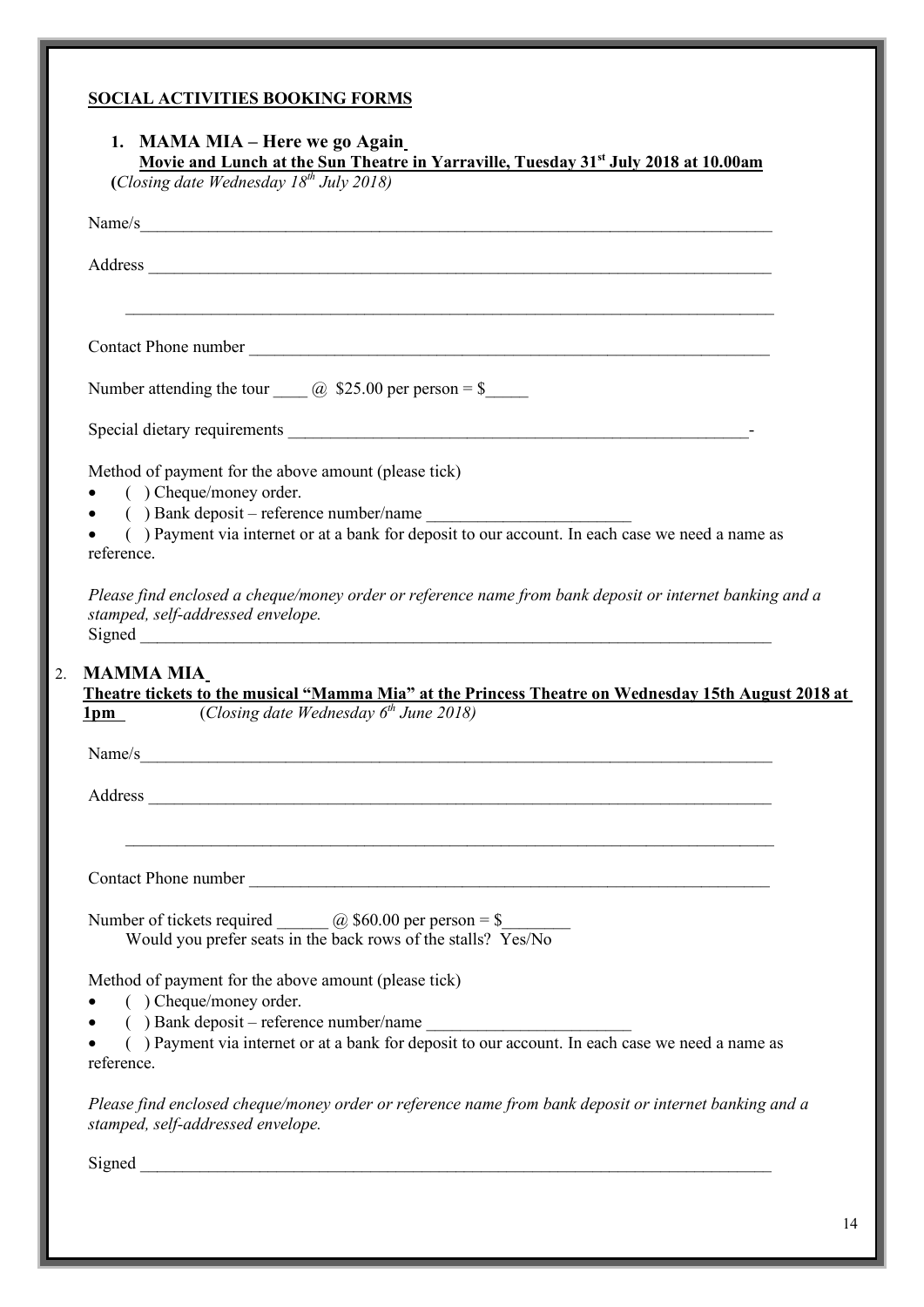**SOCIAL ACTIVITIES BOOKING FORMS**

## 1. MAMA MIA – Here we go Again

**Movie and Lunch at the Sun Theatre in Yarraville, Tuesday 31st July 2018 at 10.00am**

(*Closing date Wednesday 18th July 2018)*

Name/s\_\_\_\_\_\_\_\_\_\_\_\_\_\_\_\_\_\_\_\_\_\_\_\_\_\_\_\_\_\_\_\_\_\_\_\_\_\_\_\_\_\_\_\_\_\_\_\_\_\_\_\_\_\_\_\_\_\_\_\_\_\_\_\_\_\_\_\_\_\_\_\_\_\_

Address \_\_\_\_\_\_\_\_\_\_\_\_\_\_\_\_\_\_\_\_\_\_\_\_\_\_\_\_\_\_\_\_\_\_\_\_\_\_\_\_\_\_\_\_\_\_\_\_\_\_\_\_\_\_\_\_\_\_\_\_\_\_\_\_\_\_\_\_\_\_\_

\_\_\_\_\_\_\_\_\_\_\_\_\_\_\_\_\_\_\_\_\_\_\_\_\_\_\_\_\_\_\_\_\_\_\_\_\_\_\_\_\_\_\_\_\_\_\_\_\_\_\_\_\_\_\_\_\_\_\_\_\_\_\_\_\_\_\_\_\_\_\_\_\_\_

Contact Phone number \_\_\_\_\_\_\_\_\_\_\_\_\_\_\_\_\_\_\_\_\_\_\_\_\_\_\_\_\_\_\_\_\_\_\_\_\_\_\_\_\_\_\_\_\_\_\_\_\_\_\_\_\_\_\_\_\_\_\_

Number attending the tour \_\_\_\_ @ $25.00 per person = $\_\_\_\_\_

Special dietary requirements \_\_\_\_\_\_\_\_\_\_\_\_\_\_\_\_\_\_\_\_\_\_\_\_\_\_\_\_\_\_\_\_\_\_\_\_\_\_\_\_\_\_\_\_\_\_\_\_\_\_\_\_\_\_\_-

Method of payment for the above amount (please tick)

- ( ) Cheque/money order.
- ( ) Bank deposit – reference number/name \_\_\_\_\_\_\_\_\_\_\_\_\_\_\_\_\_\_\_\_\_\_\_\_
- ( ) Payment via internet or at a bank for deposit to our account. In each case we need a name as reference.

*Please find enclosed a cheque/money order or reference name from bank deposit or internet banking and a stamped, self-addressed envelope.*

Signed \_\_\_\_\_\_\_\_\_\_\_\_\_\_\_\_\_\_\_\_\_\_\_\_\_\_\_\_\_\_\_\_\_\_\_\_\_\_\_\_\_\_\_\_\_\_\_\_\_\_\_\_\_\_\_\_\_\_\_\_\_\_\_\_\_\_\_\_\_\_\_\_\_

## 2. MAMMA MIA

**Theatre tickets to the musical "Mamma Mia" at the Princess Theatre on Wednesday 15th August 2018 at 1pm** (*Closing date Wednesday 6th June 2018)*

Name/s\_\_\_\_\_\_\_\_\_\_\_\_\_\_\_\_\_\_\_\_\_\_\_\_\_\_\_\_\_\_\_\_\_\_\_\_\_\_\_\_\_\_\_\_\_\_\_\_\_\_\_\_\_\_\_\_\_\_\_\_\_\_\_\_\_\_\_\_\_\_\_\_\_\_

Address \_\_\_\_\_\_\_\_\_\_\_\_\_\_\_\_\_\_\_\_\_\_\_\_\_\_\_\_\_\_\_\_\_\_\_\_\_\_\_\_\_\_\_\_\_\_\_\_\_\_\_\_\_\_\_\_\_\_\_\_\_\_\_\_\_\_\_\_\_\_\_

\_\_\_\_\_\_\_\_\_\_\_\_\_\_\_\_\_\_\_\_\_\_\_\_\_\_\_\_\_\_\_\_\_\_\_\_\_\_\_\_\_\_\_\_\_\_\_\_\_\_\_\_\_\_\_\_\_\_\_\_\_\_\_\_\_\_\_\_\_\_\_\_\_\_

Contact Phone number \_\_\_\_\_\_\_\_\_\_\_\_\_\_\_\_\_\_\_\_\_\_\_\_\_\_\_\_\_\_\_\_\_\_\_\_\_\_\_\_\_\_\_\_\_\_\_\_\_\_\_\_\_\_\_\_\_\_\_

Number of tickets required \_\_\_\_\_\_ @ $60.00 per person = $\_\_\_\_\_\_\_\_

Would you prefer seats in the back rows of the stalls? Yes/No

Method of payment for the above amount (please tick)

- ( ) Cheque/money order.
- ( ) Bank deposit – reference number/name \_\_\_\_\_\_\_\_\_\_\_\_\_\_\_\_\_\_\_\_\_\_\_\_
- ( ) Payment via internet or at a bank for deposit to our account. In each case we need a name as reference.

*Please find enclosed cheque/money order or reference name from bank deposit or internet banking and a stamped, self-addressed envelope.*

Signed \_\_\_\_\_\_\_\_\_\_\_\_\_\_\_\_\_\_\_\_\_\_\_\_\_\_\_\_\_\_\_\_\_\_\_\_\_\_\_\_\_\_\_\_\_\_\_\_\_\_\_\_\_\_\_\_\_\_\_\_\_\_\_\_\_\_\_\_\_\_\_\_\_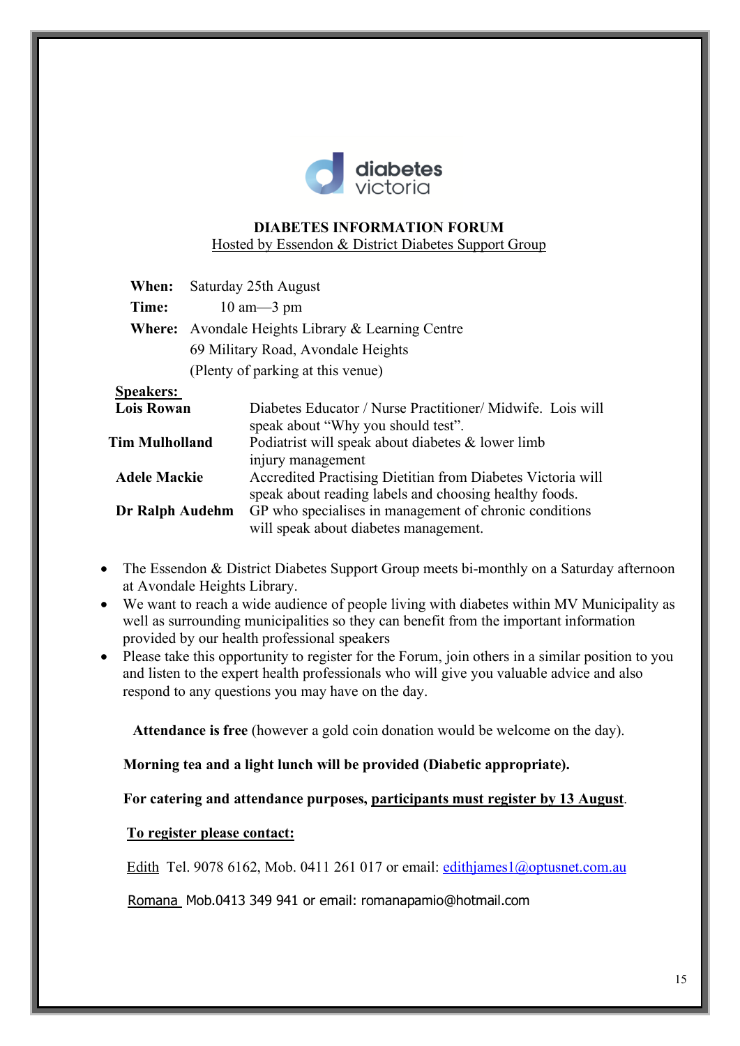diabetes victoria

**DIABETES INFORMATION FORUM**

Hosted by Essendon & District Diabetes Support Group

**When:** Saturday 25th August

**Time:** 10 am—3 pm

**Where:** Avondale Heights Library & Learning Centre
69 Military Road, Avondale Heights
(Plenty of parking at this venue)

**Speakers:**

| | |
|---|---|
| **Lois Rowan** | Diabetes Educator / Nurse Practitioner/ Midwife. Lois will speak about "Why you should test". |
| **Tim Mulholland** | Podiatrist will speak about diabetes & lower limb injury management |
| **Adele Mackie** | Accredited Practising Dietitian from Diabetes Victoria will speak about reading labels and choosing healthy foods. |
| **Dr Ralph Audehm** | GP who specialises in management of chronic conditions will speak about diabetes management. |

- The Essendon & District Diabetes Support Group meets bi-monthly on a Saturday afternoon at Avondale Heights Library.
- We want to reach a wide audience of people living with diabetes within MV Municipality as well as surrounding municipalities so they can benefit from the important information provided by our health professional speakers
- Please take this opportunity to register for the Forum, join others in a similar position to you and listen to the expert health professionals who will give you valuable advice and also respond to any questions you may have on the day.

**Attendance is free** (however a gold coin donation would be welcome on the day).

**Morning tea and a light lunch will be provided (Diabetic appropriate).**

**For catering and attendance purposes, participants must register by 13 August**.

**To register please contact:**

Edith Tel. 9078 6162, Mob. 0411 261 017 or email: edithjames1@optusnet.com.au

Romana Mob.0413 349 941 or email: romanapamio@hotmail.com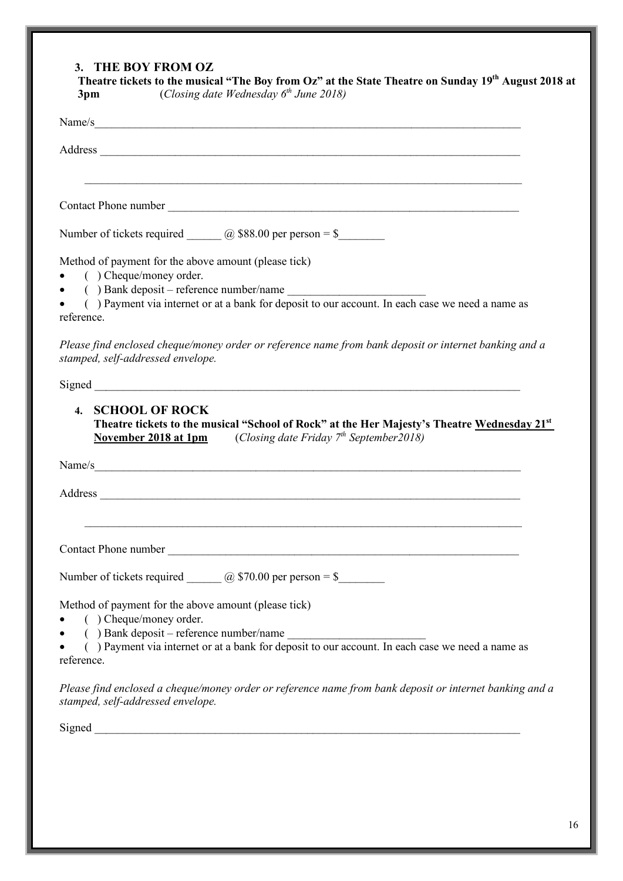### 3. THE BOY FROM OZ

**Theatre tickets to the musical "The Boy from Oz" at the State Theatre on Sunday 19th August 2018 at 3pm** (*Closing date Wednesday 6th June 2018)*

Name/s\_\_\_\_\_\_\_\_\_\_\_\_\_\_\_\_\_\_\_\_\_\_\_\_\_\_\_\_\_\_\_\_\_\_\_\_\_\_\_\_\_\_\_\_\_\_\_\_\_\_\_\_\_\_\_\_\_\_\_\_\_\_\_\_\_\_\_\_\_\_\_\_\_\_\_

Address \_\_\_\_\_\_\_\_\_\_\_\_\_\_\_\_\_\_\_\_\_\_\_\_\_\_\_\_\_\_\_\_\_\_\_\_\_\_\_\_\_\_\_\_\_\_\_\_\_\_\_\_\_\_\_\_\_\_\_\_\_\_\_\_\_\_\_\_\_\_\_\_\_

\_\_\_\_\_\_\_\_\_\_\_\_\_\_\_\_\_\_\_\_\_\_\_\_\_\_\_\_\_\_\_\_\_\_\_\_\_\_\_\_\_\_\_\_\_\_\_\_\_\_\_\_\_\_\_\_\_\_\_\_\_\_\_\_\_\_\_\_\_\_\_\_\_\_\_\_

Contact Phone number \_\_\_\_\_\_\_\_\_\_\_\_\_\_\_\_\_\_\_\_\_\_\_\_\_\_\_\_\_\_\_\_\_\_\_\_\_\_\_\_\_\_\_\_\_\_\_\_\_\_\_\_\_\_\_\_\_\_\_\_\_

Number of tickets required \_\_\_\_\_\_ @ $88.00 per person = $\_\_\_\_\_\_\_\_

Method of payment for the above amount (please tick)

- ( ) Cheque/money order.
- ( ) Bank deposit – reference number/name \_\_\_\_\_\_\_\_\_\_\_\_\_\_\_\_\_\_\_\_\_\_\_\_
- ( ) Payment via internet or at a bank for deposit to our account. In each case we need a name as reference.

*Please find enclosed cheque/money order or reference name from bank deposit or internet banking and a stamped, self-addressed envelope.*

Signed \_\_\_\_\_\_\_\_\_\_\_\_\_\_\_\_\_\_\_\_\_\_\_\_\_\_\_\_\_\_\_\_\_\_\_\_\_\_\_\_\_\_\_\_\_\_\_\_\_\_\_\_\_\_\_\_\_\_\_\_\_\_\_\_\_\_\_\_\_\_\_\_\_\_\_

### 4. SCHOOL OF ROCK

**Theatre tickets to the musical "School of Rock" at the Her Majesty's Theatre Wednesday 21st November 2018 at 1pm** (*Closing date Friday 7th September2018)*

Name/s\_\_\_\_\_\_\_\_\_\_\_\_\_\_\_\_\_\_\_\_\_\_\_\_\_\_\_\_\_\_\_\_\_\_\_\_\_\_\_\_\_\_\_\_\_\_\_\_\_\_\_\_\_\_\_\_\_\_\_\_\_\_\_\_\_\_\_\_\_\_\_\_\_\_\_

Address \_\_\_\_\_\_\_\_\_\_\_\_\_\_\_\_\_\_\_\_\_\_\_\_\_\_\_\_\_\_\_\_\_\_\_\_\_\_\_\_\_\_\_\_\_\_\_\_\_\_\_\_\_\_\_\_\_\_\_\_\_\_\_\_\_\_\_\_\_\_\_\_\_

\_\_\_\_\_\_\_\_\_\_\_\_\_\_\_\_\_\_\_\_\_\_\_\_\_\_\_\_\_\_\_\_\_\_\_\_\_\_\_\_\_\_\_\_\_\_\_\_\_\_\_\_\_\_\_\_\_\_\_\_\_\_\_\_\_\_\_\_\_\_\_\_\_\_\_\_

Contact Phone number \_\_\_\_\_\_\_\_\_\_\_\_\_\_\_\_\_\_\_\_\_\_\_\_\_\_\_\_\_\_\_\_\_\_\_\_\_\_\_\_\_\_\_\_\_\_\_\_\_\_\_\_\_\_\_\_\_\_\_\_\_

Number of tickets required \_\_\_\_\_\_ @ $70.00 per person = $\_\_\_\_\_\_\_\_

Method of payment for the above amount (please tick)

- ( ) Cheque/money order.
- ( ) Bank deposit – reference number/name \_\_\_\_\_\_\_\_\_\_\_\_\_\_\_\_\_\_\_\_\_\_\_\_
- ( ) Payment via internet or at a bank for deposit to our account. In each case we need a name as reference.

*Please find enclosed a cheque/money order or reference name from bank deposit or internet banking and a stamped, self-addressed envelope.*

Signed \_\_\_\_\_\_\_\_\_\_\_\_\_\_\_\_\_\_\_\_\_\_\_\_\_\_\_\_\_\_\_\_\_\_\_\_\_\_\_\_\_\_\_\_\_\_\_\_\_\_\_\_\_\_\_\_\_\_\_\_\_\_\_\_\_\_\_\_\_\_\_\_\_\_\_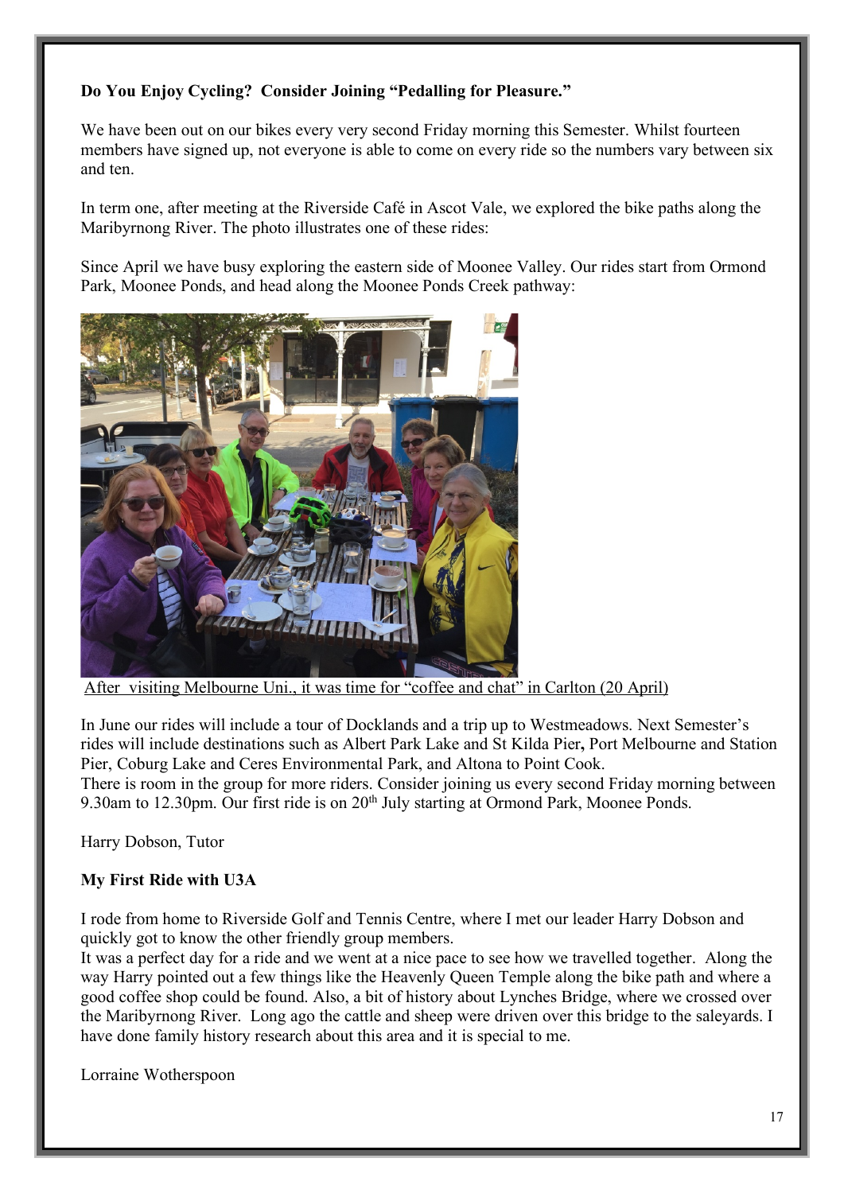**Do You Enjoy Cycling? Consider Joining "Pedalling for Pleasure."**

We have been out on our bikes every very second Friday morning this Semester. Whilst fourteen members have signed up, not everyone is able to come on every ride so the numbers vary between six and ten.

In term one, after meeting at the Riverside Café in Ascot Vale, we explored the bike paths along the Maribyrnong River. The photo illustrates one of these rides:

Since April we have busy exploring the eastern side of Moonee Valley. Our rides start from Ormond Park, Moonee Ponds, and head along the Moonee Ponds Creek pathway:

After visiting Melbourne Uni., it was time for "coffee and chat" in Carlton (20 April)

In June our rides will include a tour of Docklands and a trip up to Westmeadows. Next Semester's rides will include destinations such as Albert Park Lake and St Kilda Pier**,** Port Melbourne and Station Pier, Coburg Lake and Ceres Environmental Park, and Altona to Point Cook.
There is room in the group for more riders. Consider joining us every second Friday morning between 9.30am to 12.30pm. Our first ride is on 20th July starting at Ormond Park, Moonee Ponds.

Harry Dobson, Tutor

**My First Ride with U3A**

I rode from home to Riverside Golf and Tennis Centre, where I met our leader Harry Dobson and quickly got to know the other friendly group members.
It was a perfect day for a ride and we went at a nice pace to see how we travelled together. Along the way Harry pointed out a few things like the Heavenly Queen Temple along the bike path and where a good coffee shop could be found. Also, a bit of history about Lynches Bridge, where we crossed over the Maribyrnong River. Long ago the cattle and sheep were driven over this bridge to the saleyards. I have done family history research about this area and it is special to me.

Lorraine Wotherspoon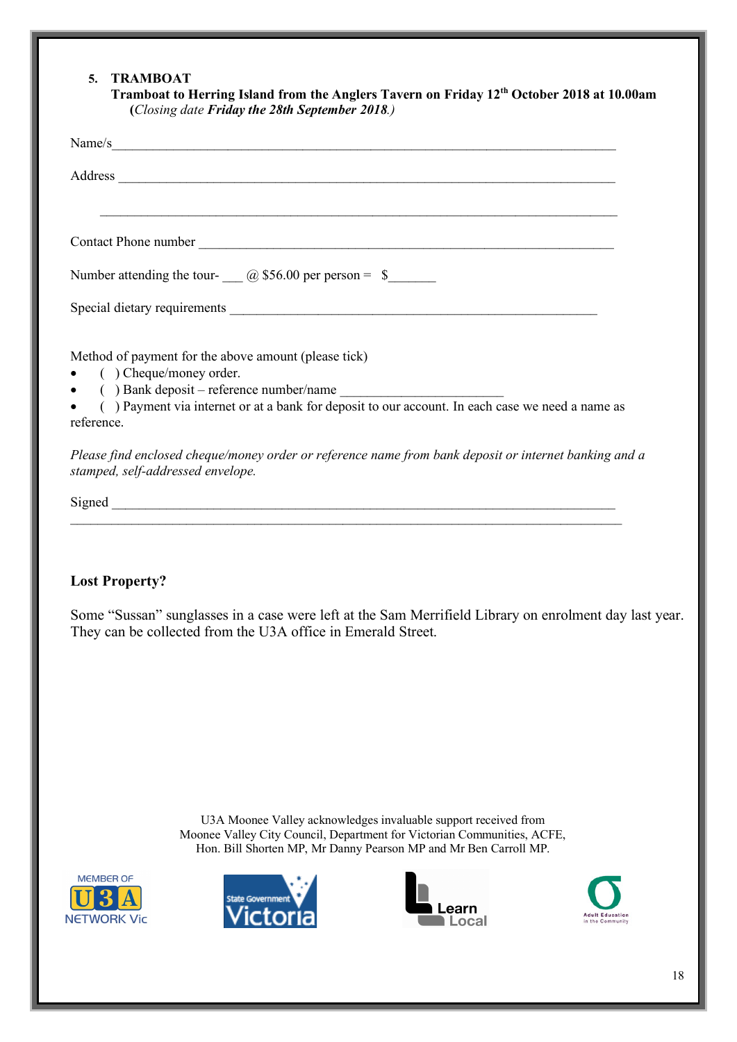5. **TRAMBOAT**
**Tramboat to Herring Island from the Anglers Tavern on Friday 12th October 2018 at 10.00am**
**(***Closing date* ***Friday the 28th September 2018****.)*

Name/s ___________________________________________________________________________

Address __________________________________________________________________________

___________________________________________________________________________

Contact Phone number ______________________________________________________________

Number attending the tour- ___ @ $56.00 per person = $_______

Special dietary requirements ___________________________________________________________

Method of payment for the above amount (please tick)

- ( ) Cheque/money order.
- ( ) Bank deposit – reference number/name ________________________
- ( ) Payment via internet or at a bank for deposit to our account. In each case we need a name as reference.

*Please find enclosed cheque/money order or reference name from bank deposit or internet banking and a stamped, self-addressed envelope.*

Signed ___________________________________________________________________________

___________________________________________________________________________

**Lost Property?**

Some "Sussan" sunglasses in a case were left at the Sam Merrifield Library on enrolment day last year. They can be collected from the U3A office in Emerald Street.

U3A Moonee Valley acknowledges invaluable support received from
Moonee Valley City Council, Department for Victorian Communities, ACFE,
Hon. Bill Shorten MP, Mr Danny Pearson MP and Mr Ben Carroll MP.

MEMBER OF U3A NETWORK Vic

State Government Victoria

Learn Local

Adult Education in the Community